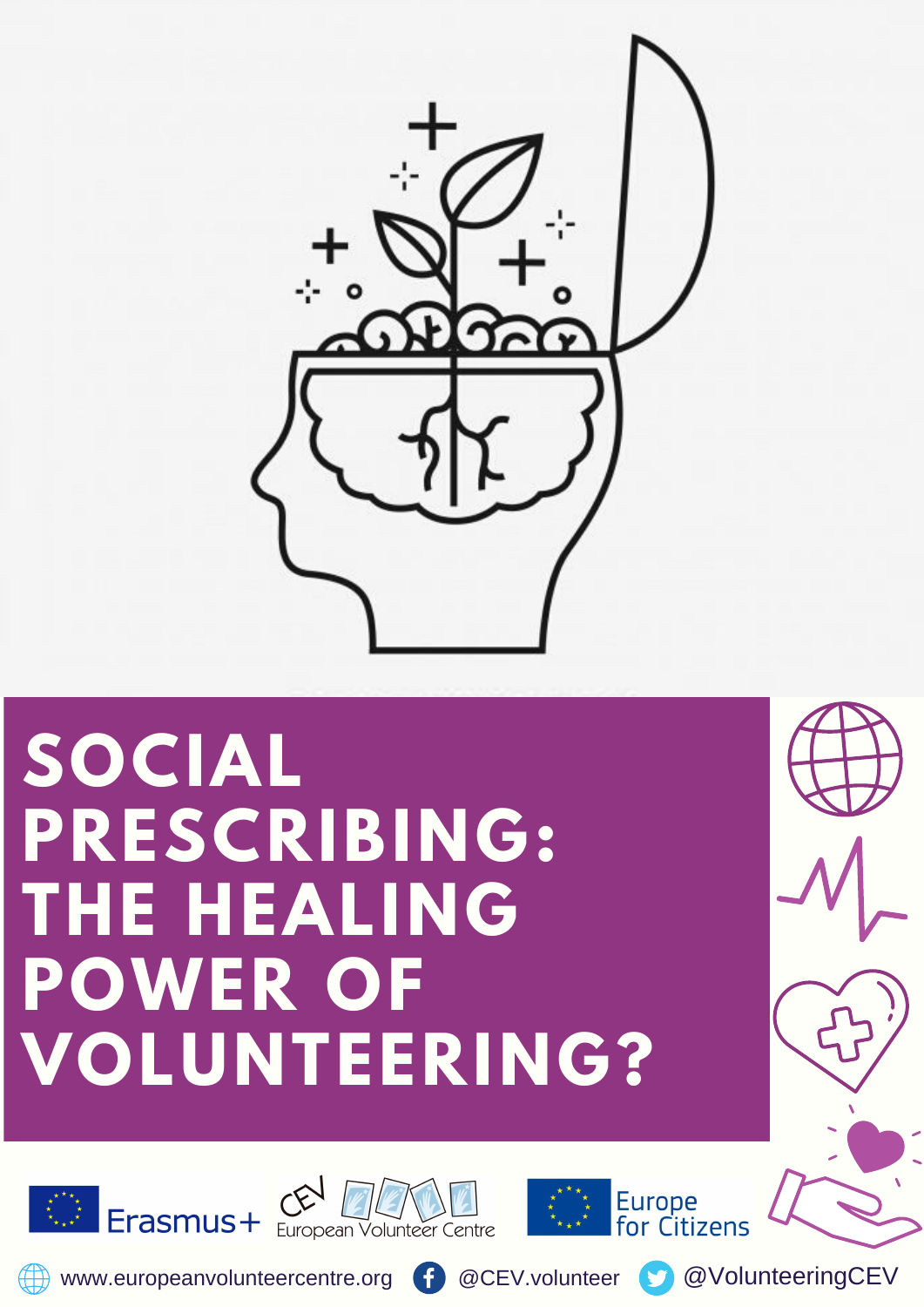# SOCIAL PRESCRIBING: THE HEALING POWER OF VOLUNTEERING?

Erasmus+

CEV European Volunteer Centre

Europe for Citizens

www.europeanvolunteercentre.org @CEV.volunteer @VolunteeringCEV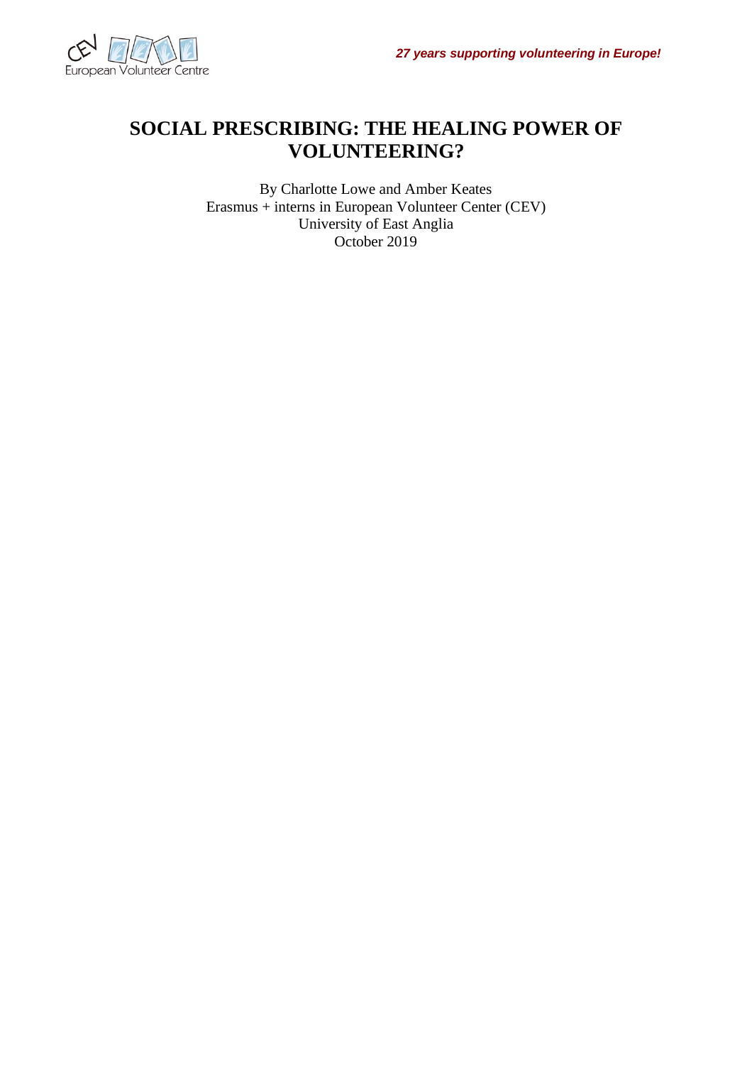# SOCIAL PRESCRIBING: THE HEALING POWER OF VOLUNTEERING?

By Charlotte Lowe and Amber Keates
Erasmus + interns in European Volunteer Center (CEV)
University of East Anglia
October 2019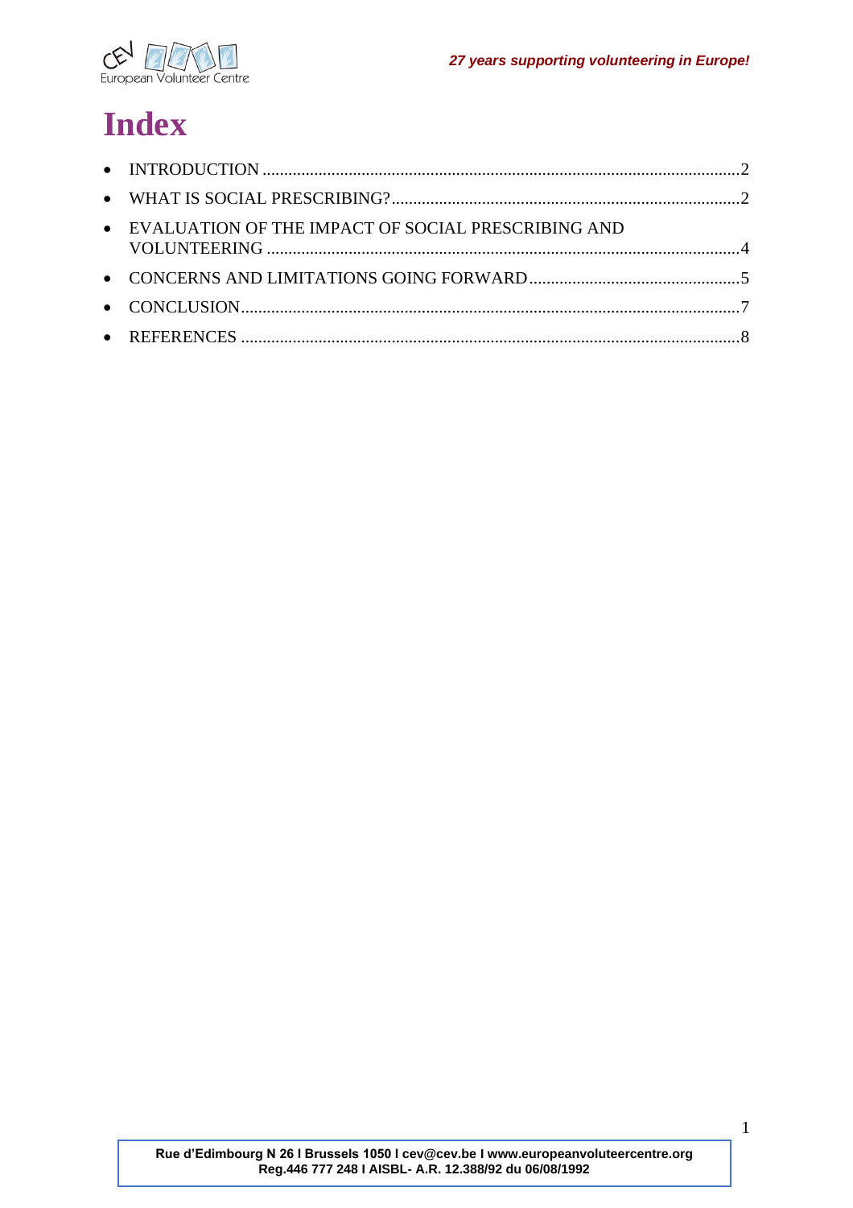# Index

- INTRODUCTION ............................................................................................................2
- WHAT IS SOCIAL PRESCRIBING? .................................................................................2
- EVALUATION OF THE IMPACT OF SOCIAL PRESCRIBING AND VOLUNTEERING ............................................................................................................4
- CONCERNS AND LIMITATIONS GOING FORWARD .................................................5
- CONCLUSION..................................................................................................................7
- REFERENCES ..................................................................................................................8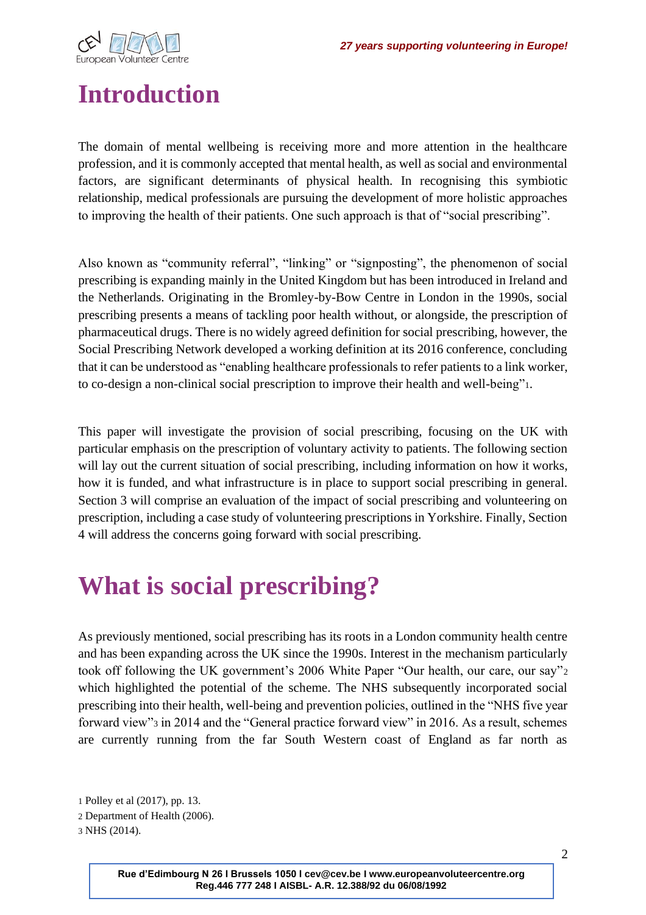# Introduction

The domain of mental wellbeing is receiving more and more attention in the healthcare profession, and it is commonly accepted that mental health, as well as social and environmental factors, are significant determinants of physical health. In recognising this symbiotic relationship, medical professionals are pursuing the development of more holistic approaches to improving the health of their patients. One such approach is that of "social prescribing".

Also known as "community referral", "linking" or "signposting", the phenomenon of social prescribing is expanding mainly in the United Kingdom but has been introduced in Ireland and the Netherlands. Originating in the Bromley-by-Bow Centre in London in the 1990s, social prescribing presents a means of tackling poor health without, or alongside, the prescription of pharmaceutical drugs. There is no widely agreed definition for social prescribing, however, the Social Prescribing Network developed a working definition at its 2016 conference, concluding that it can be understood as "enabling healthcare professionals to refer patients to a link worker, to co-design a non-clinical social prescription to improve their health and well-being"[1].

This paper will investigate the provision of social prescribing, focusing on the UK with particular emphasis on the prescription of voluntary activity to patients. The following section will lay out the current situation of social prescribing, including information on how it works, how it is funded, and what infrastructure is in place to support social prescribing in general. Section 3 will comprise an evaluation of the impact of social prescribing and volunteering on prescription, including a case study of volunteering prescriptions in Yorkshire. Finally, Section 4 will address the concerns going forward with social prescribing.

# What is social prescribing?

As previously mentioned, social prescribing has its roots in a London community health centre and has been expanding across the UK since the 1990s. Interest in the mechanism particularly took off following the UK government's 2006 White Paper "Our health, our care, our say"[2] which highlighted the potential of the scheme. The NHS subsequently incorporated social prescribing into their health, well-being and prevention policies, outlined in the "NHS five year forward view"[3] in 2014 and the "General practice forward view" in 2016. As a result, schemes are currently running from the far South Western coast of England as far north as

[1] Polley et al (2017), pp. 13.
[2] Department of Health (2006).
[3] NHS (2014).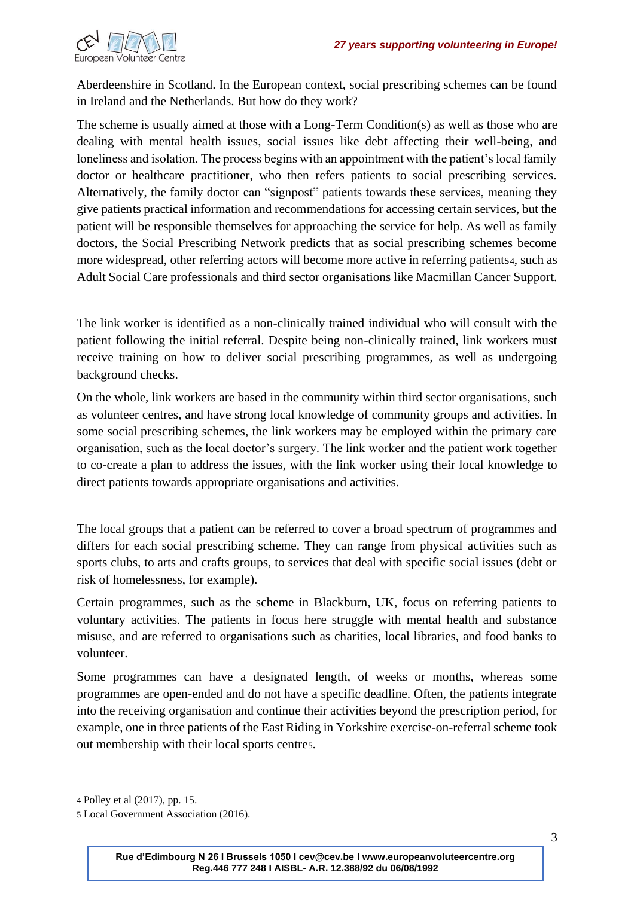Aberdeenshire in Scotland. In the European context, social prescribing schemes can be found in Ireland and the Netherlands. But how do they work?

The scheme is usually aimed at those with a Long-Term Condition(s) as well as those who are dealing with mental health issues, social issues like debt affecting their well-being, and loneliness and isolation. The process begins with an appointment with the patient's local family doctor or healthcare practitioner, who then refers patients to social prescribing services. Alternatively, the family doctor can "signpost" patients towards these services, meaning they give patients practical information and recommendations for accessing certain services, but the patient will be responsible themselves for approaching the service for help. As well as family doctors, the Social Prescribing Network predicts that as social prescribing schemes become more widespread, other referring actors will become more active in referring patients[4], such as Adult Social Care professionals and third sector organisations like Macmillan Cancer Support.

The link worker is identified as a non-clinically trained individual who will consult with the patient following the initial referral. Despite being non-clinically trained, link workers must receive training on how to deliver social prescribing programmes, as well as undergoing background checks.

On the whole, link workers are based in the community within third sector organisations, such as volunteer centres, and have strong local knowledge of community groups and activities. In some social prescribing schemes, the link workers may be employed within the primary care organisation, such as the local doctor's surgery. The link worker and the patient work together to co-create a plan to address the issues, with the link worker using their local knowledge to direct patients towards appropriate organisations and activities.

The local groups that a patient can be referred to cover a broad spectrum of programmes and differs for each social prescribing scheme. They can range from physical activities such as sports clubs, to arts and crafts groups, to services that deal with specific social issues (debt or risk of homelessness, for example).

Certain programmes, such as the scheme in Blackburn, UK, focus on referring patients to voluntary activities. The patients in focus here struggle with mental health and substance misuse, and are referred to organisations such as charities, local libraries, and food banks to volunteer.

Some programmes can have a designated length, of weeks or months, whereas some programmes are open-ended and do not have a specific deadline. Often, the patients integrate into the receiving organisation and continue their activities beyond the prescription period, for example, one in three patients of the East Riding in Yorkshire exercise-on-referral scheme took out membership with their local sports centre[5].

[4] Polley et al (2017), pp. 15.

[5] Local Government Association (2016).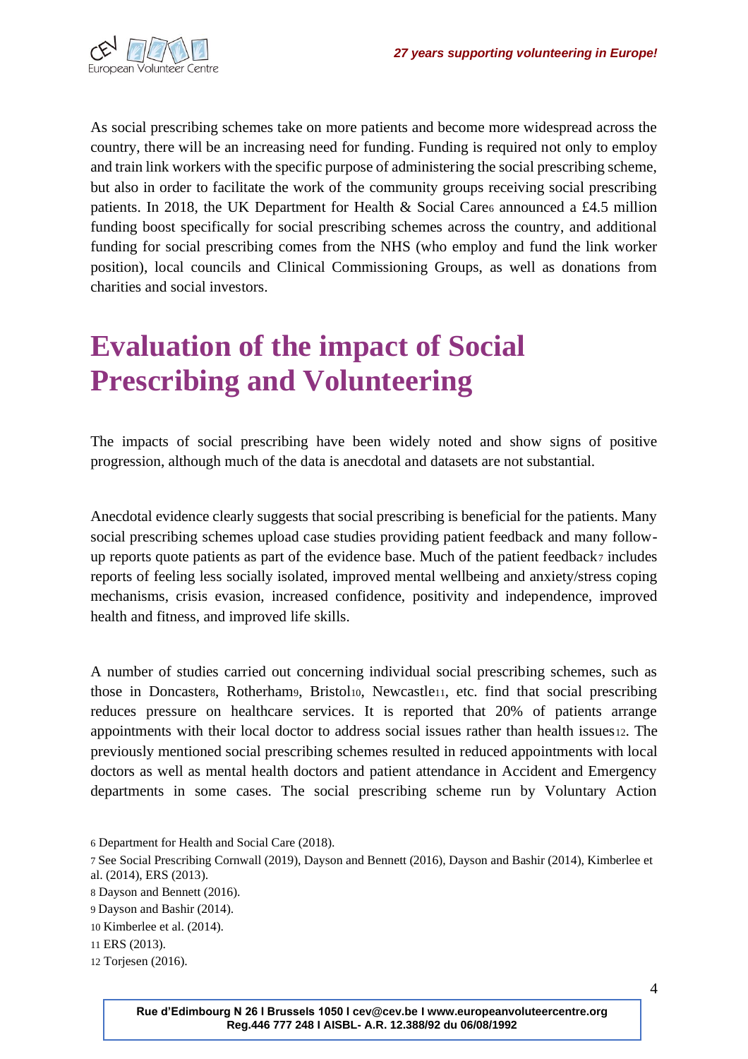As social prescribing schemes take on more patients and become more widespread across the country, there will be an increasing need for funding. Funding is required not only to employ and train link workers with the specific purpose of administering the social prescribing scheme, but also in order to facilitate the work of the community groups receiving social prescribing patients. In 2018, the UK Department for Health & Social Care[6] announced a £4.5 million funding boost specifically for social prescribing schemes across the country, and additional funding for social prescribing comes from the NHS (who employ and fund the link worker position), local councils and Clinical Commissioning Groups, as well as donations from charities and social investors.

# Evaluation of the impact of Social Prescribing and Volunteering

The impacts of social prescribing have been widely noted and show signs of positive progression, although much of the data is anecdotal and datasets are not substantial.

Anecdotal evidence clearly suggests that social prescribing is beneficial for the patients. Many social prescribing schemes upload case studies providing patient feedback and many follow-up reports quote patients as part of the evidence base. Much of the patient feedback[7] includes reports of feeling less socially isolated, improved mental wellbeing and anxiety/stress coping mechanisms, crisis evasion, increased confidence, positivity and independence, improved health and fitness, and improved life skills.

A number of studies carried out concerning individual social prescribing schemes, such as those in Doncaster[8], Rotherham[9], Bristol[10], Newcastle[11], etc. find that social prescribing reduces pressure on healthcare services. It is reported that 20% of patients arrange appointments with their local doctor to address social issues rather than health issues[12]. The previously mentioned social prescribing schemes resulted in reduced appointments with local doctors as well as mental health doctors and patient attendance in Accident and Emergency departments in some cases. The social prescribing scheme run by Voluntary Action

6 Department for Health and Social Care (2018).

7 See Social Prescribing Cornwall (2019), Dayson and Bennett (2016), Dayson and Bashir (2014), Kimberlee et al. (2014), ERS (2013).

8 Dayson and Bennett (2016).

9 Dayson and Bashir (2014).

10 Kimberlee et al. (2014).

11 ERS (2013).

12 Torjesen (2016).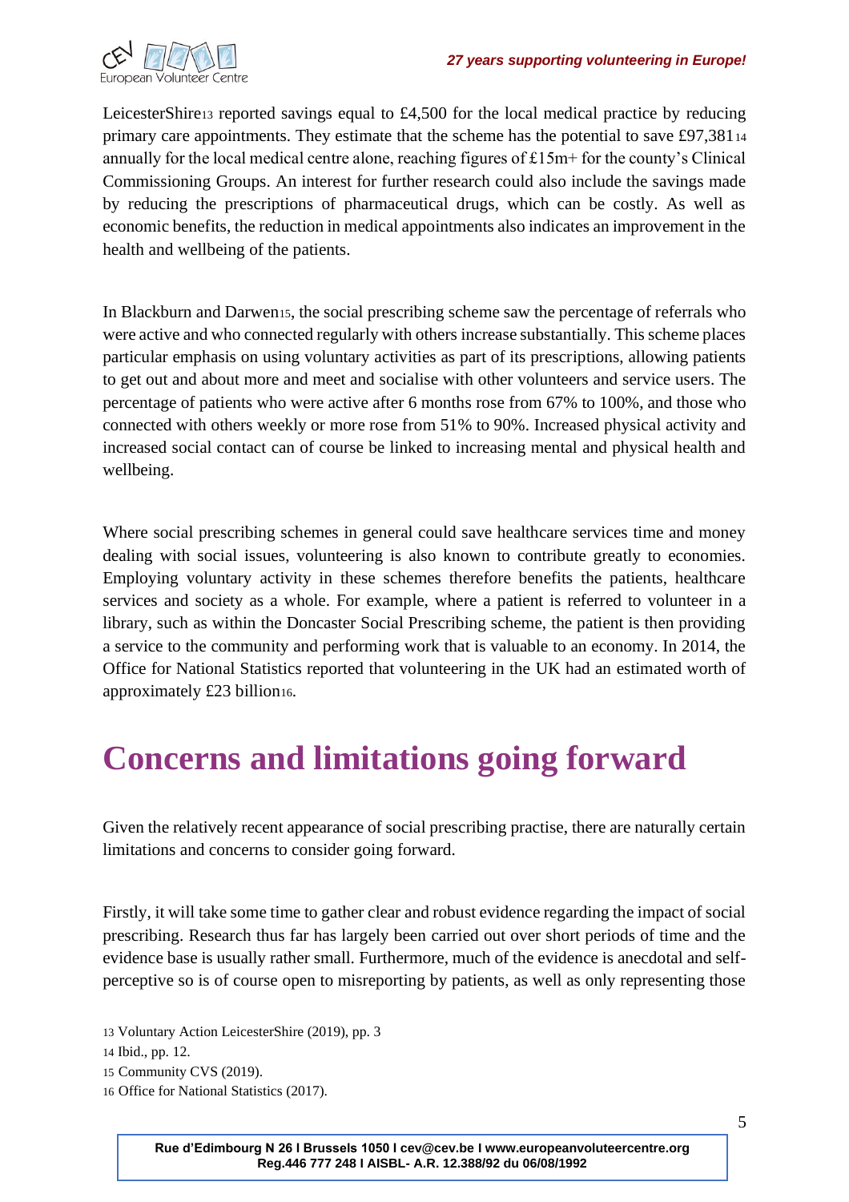LeicesterShire[13] reported savings equal to £4,500 for the local medical practice by reducing primary care appointments. They estimate that the scheme has the potential to save £97,381[14] annually for the local medical centre alone, reaching figures of £15m+ for the county's Clinical Commissioning Groups. An interest for further research could also include the savings made by reducing the prescriptions of pharmaceutical drugs, which can be costly. As well as economic benefits, the reduction in medical appointments also indicates an improvement in the health and wellbeing of the patients.

In Blackburn and Darwen[15], the social prescribing scheme saw the percentage of referrals who were active and who connected regularly with others increase substantially. This scheme places particular emphasis on using voluntary activities as part of its prescriptions, allowing patients to get out and about more and meet and socialise with other volunteers and service users. The percentage of patients who were active after 6 months rose from 67% to 100%, and those who connected with others weekly or more rose from 51% to 90%. Increased physical activity and increased social contact can of course be linked to increasing mental and physical health and wellbeing.

Where social prescribing schemes in general could save healthcare services time and money dealing with social issues, volunteering is also known to contribute greatly to economies. Employing voluntary activity in these schemes therefore benefits the patients, healthcare services and society as a whole. For example, where a patient is referred to volunteer in a library, such as within the Doncaster Social Prescribing scheme, the patient is then providing a service to the community and performing work that is valuable to an economy. In 2014, the Office for National Statistics reported that volunteering in the UK had an estimated worth of approximately £23 billion[16].

# Concerns and limitations going forward

Given the relatively recent appearance of social prescribing practise, there are naturally certain limitations and concerns to consider going forward.

Firstly, it will take some time to gather clear and robust evidence regarding the impact of social prescribing. Research thus far has largely been carried out over short periods of time and the evidence base is usually rather small. Furthermore, much of the evidence is anecdotal and self-perceptive so is of course open to misreporting by patients, as well as only representing those

13 Voluntary Action LeicesterShire (2019), pp. 3

14 Ibid., pp. 12.

15 Community CVS (2019).

16 Office for National Statistics (2017).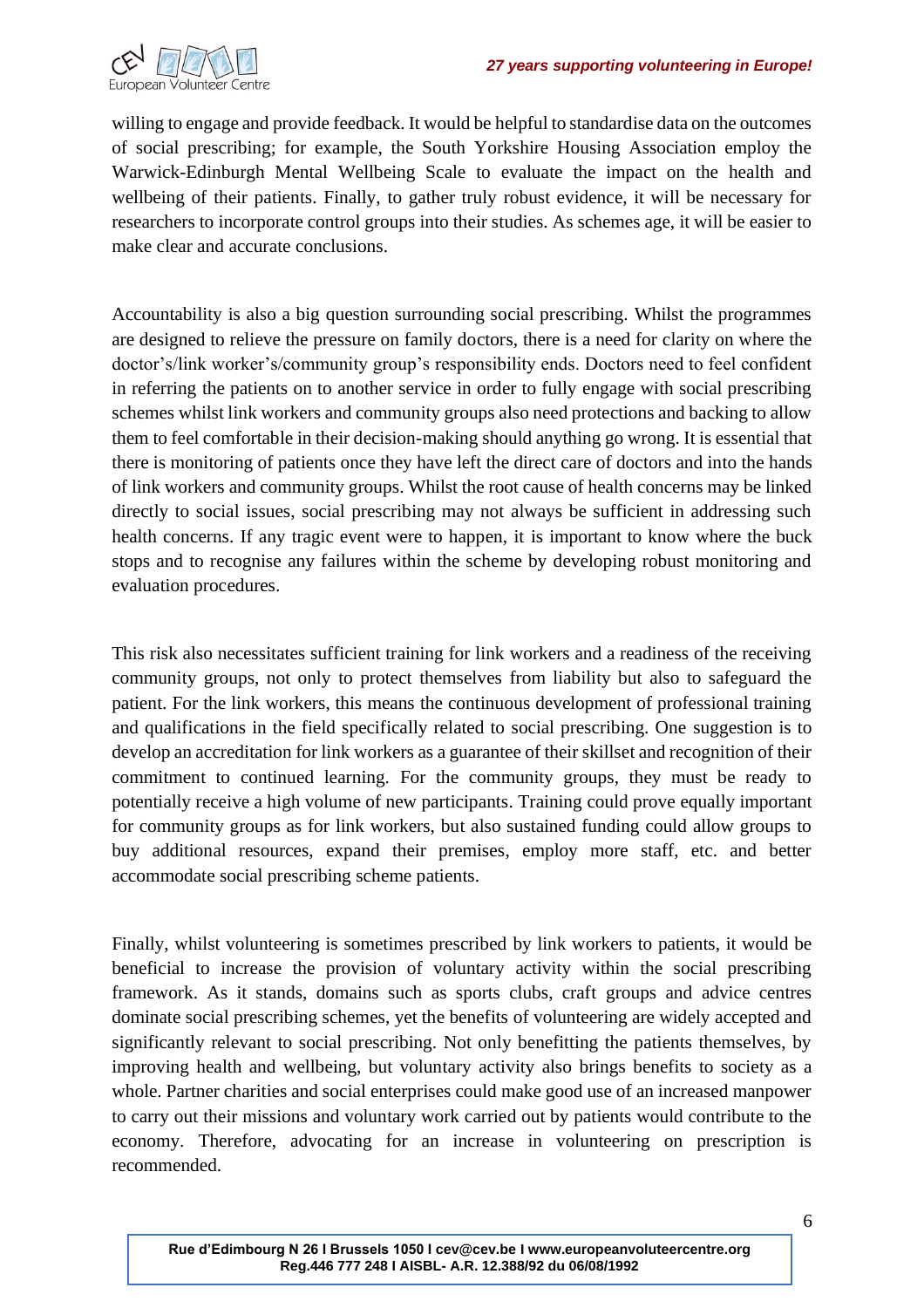willing to engage and provide feedback. It would be helpful to standardise data on the outcomes of social prescribing; for example, the South Yorkshire Housing Association employ the Warwick-Edinburgh Mental Wellbeing Scale to evaluate the impact on the health and wellbeing of their patients. Finally, to gather truly robust evidence, it will be necessary for researchers to incorporate control groups into their studies. As schemes age, it will be easier to make clear and accurate conclusions.

Accountability is also a big question surrounding social prescribing. Whilst the programmes are designed to relieve the pressure on family doctors, there is a need for clarity on where the doctor's/link worker's/community group's responsibility ends. Doctors need to feel confident in referring the patients on to another service in order to fully engage with social prescribing schemes whilst link workers and community groups also need protections and backing to allow them to feel comfortable in their decision-making should anything go wrong. It is essential that there is monitoring of patients once they have left the direct care of doctors and into the hands of link workers and community groups. Whilst the root cause of health concerns may be linked directly to social issues, social prescribing may not always be sufficient in addressing such health concerns. If any tragic event were to happen, it is important to know where the buck stops and to recognise any failures within the scheme by developing robust monitoring and evaluation procedures.

This risk also necessitates sufficient training for link workers and a readiness of the receiving community groups, not only to protect themselves from liability but also to safeguard the patient. For the link workers, this means the continuous development of professional training and qualifications in the field specifically related to social prescribing. One suggestion is to develop an accreditation for link workers as a guarantee of their skillset and recognition of their commitment to continued learning. For the community groups, they must be ready to potentially receive a high volume of new participants. Training could prove equally important for community groups as for link workers, but also sustained funding could allow groups to buy additional resources, expand their premises, employ more staff, etc. and better accommodate social prescribing scheme patients.

Finally, whilst volunteering is sometimes prescribed by link workers to patients, it would be beneficial to increase the provision of voluntary activity within the social prescribing framework. As it stands, domains such as sports clubs, craft groups and advice centres dominate social prescribing schemes, yet the benefits of volunteering are widely accepted and significantly relevant to social prescribing. Not only benefitting the patients themselves, by improving health and wellbeing, but voluntary activity also brings benefits to society as a whole. Partner charities and social enterprises could make good use of an increased manpower to carry out their missions and voluntary work carried out by patients would contribute to the economy. Therefore, advocating for an increase in volunteering on prescription is recommended.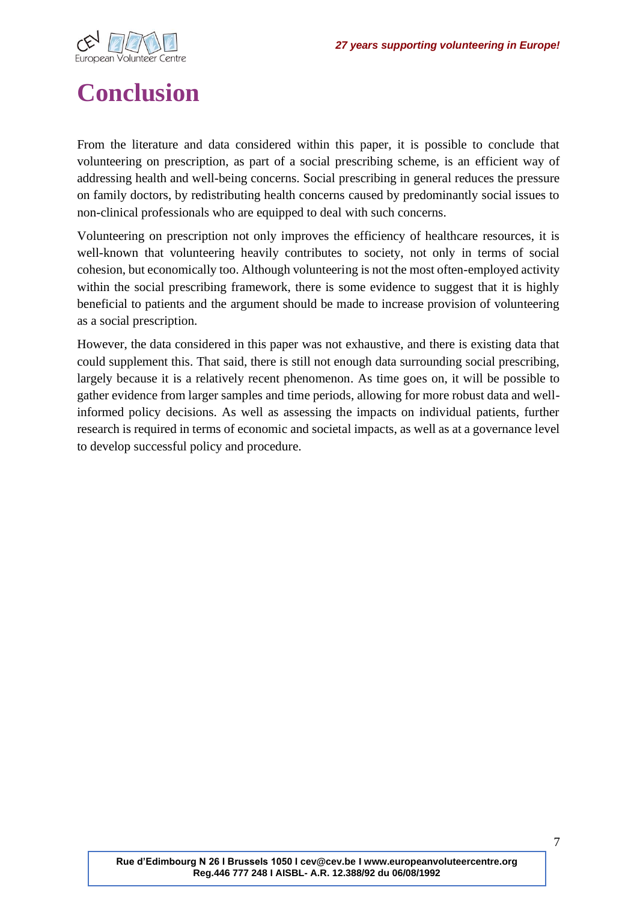# Conclusion

From the literature and data considered within this paper, it is possible to conclude that volunteering on prescription, as part of a social prescribing scheme, is an efficient way of addressing health and well-being concerns. Social prescribing in general reduces the pressure on family doctors, by redistributing health concerns caused by predominantly social issues to non-clinical professionals who are equipped to deal with such concerns.

Volunteering on prescription not only improves the efficiency of healthcare resources, it is well-known that volunteering heavily contributes to society, not only in terms of social cohesion, but economically too. Although volunteering is not the most often-employed activity within the social prescribing framework, there is some evidence to suggest that it is highly beneficial to patients and the argument should be made to increase provision of volunteering as a social prescription.

However, the data considered in this paper was not exhaustive, and there is existing data that could supplement this. That said, there is still not enough data surrounding social prescribing, largely because it is a relatively recent phenomenon. As time goes on, it will be possible to gather evidence from larger samples and time periods, allowing for more robust data and well-informed policy decisions. As well as assessing the impacts on individual patients, further research is required in terms of economic and societal impacts, as well as at a governance level to develop successful policy and procedure.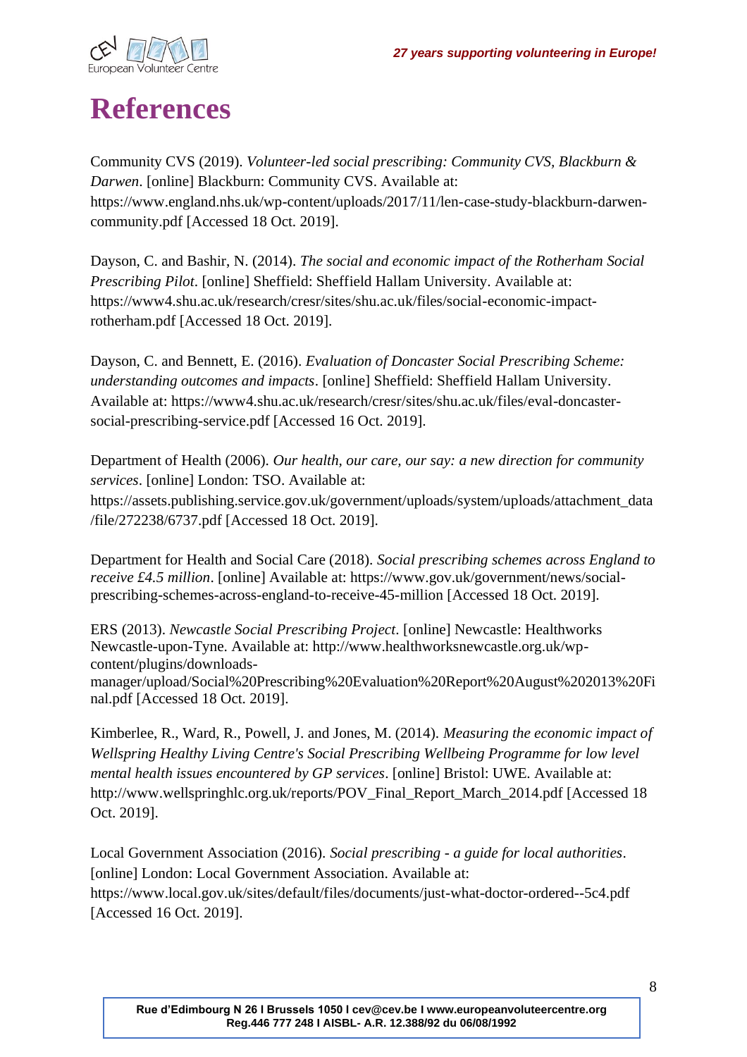# References

Community CVS (2019). *Volunteer-led social prescribing: Community CVS, Blackburn & Darwen*. [online] Blackburn: Community CVS. Available at: https://www.england.nhs.uk/wp-content/uploads/2017/11/len-case-study-blackburn-darwen-community.pdf [Accessed 18 Oct. 2019].

Dayson, C. and Bashir, N. (2014). *The social and economic impact of the Rotherham Social Prescribing Pilot*. [online] Sheffield: Sheffield Hallam University. Available at: https://www4.shu.ac.uk/research/cresr/sites/shu.ac.uk/files/social-economic-impact-rotherham.pdf [Accessed 18 Oct. 2019].

Dayson, C. and Bennett, E. (2016). *Evaluation of Doncaster Social Prescribing Scheme: understanding outcomes and impacts*. [online] Sheffield: Sheffield Hallam University. Available at: https://www4.shu.ac.uk/research/cresr/sites/shu.ac.uk/files/eval-doncaster-social-prescribing-service.pdf [Accessed 16 Oct. 2019].

Department of Health (2006). *Our health, our care, our say: a new direction for community services*. [online] London: TSO. Available at: https://assets.publishing.service.gov.uk/government/uploads/system/uploads/attachment_data/file/272238/6737.pdf [Accessed 18 Oct. 2019].

Department for Health and Social Care (2018). *Social prescribing schemes across England to receive £4.5 million*. [online] Available at: https://www.gov.uk/government/news/social-prescribing-schemes-across-england-to-receive-45-million [Accessed 18 Oct. 2019].

ERS (2013). *Newcastle Social Prescribing Project*. [online] Newcastle: Healthworks Newcastle-upon-Tyne. Available at: http://www.healthworksnewcastle.org.uk/wp-content/plugins/downloads-manager/upload/Social%20Prescribing%20Evaluation%20Report%20August%202013%20Final.pdf [Accessed 18 Oct. 2019].

Kimberlee, R., Ward, R., Powell, J. and Jones, M. (2014). *Measuring the economic impact of Wellspring Healthy Living Centre's Social Prescribing Wellbeing Programme for low level mental health issues encountered by GP services*. [online] Bristol: UWE. Available at: http://www.wellspringhlc.org.uk/reports/POV_Final_Report_March_2014.pdf [Accessed 18 Oct. 2019].

Local Government Association (2016). *Social prescribing - a guide for local authorities*. [online] London: Local Government Association. Available at: https://www.local.gov.uk/sites/default/files/documents/just-what-doctor-ordered--5c4.pdf [Accessed 16 Oct. 2019].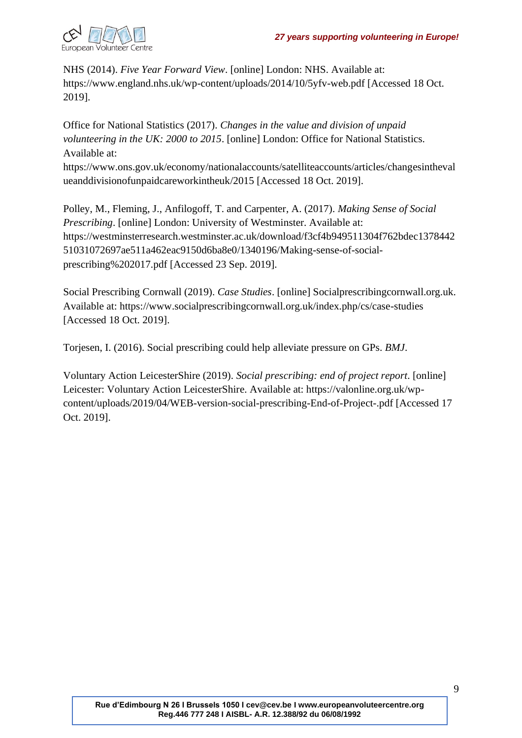NHS (2014). *Five Year Forward View*. [online] London: NHS. Available at: https://www.england.nhs.uk/wp-content/uploads/2014/10/5yfv-web.pdf [Accessed 18 Oct. 2019].

Office for National Statistics (2017). *Changes in the value and division of unpaid volunteering in the UK: 2000 to 2015*. [online] London: Office for National Statistics. Available at: https://www.ons.gov.uk/economy/nationalaccounts/satelliteaccounts/articles/changesinthevalueanddivisionofunpaidcareworkintheuk/2015 [Accessed 18 Oct. 2019].

Polley, M., Fleming, J., Anfilogoff, T. and Carpenter, A. (2017). *Making Sense of Social Prescribing*. [online] London: University of Westminster. Available at: https://westminsterresearch.westminster.ac.uk/download/f3cf4b949511304f762bdec137844251031072697ae511a462eac9150d6ba8e0/1340196/Making-sense-of-social-prescribing%202017.pdf [Accessed 23 Sep. 2019].

Social Prescribing Cornwall (2019). *Case Studies*. [online] Socialprescribingcornwall.org.uk. Available at: https://www.socialprescribingcornwall.org.uk/index.php/cs/case-studies [Accessed 18 Oct. 2019].

Torjesen, I. (2016). Social prescribing could help alleviate pressure on GPs. *BMJ*.

Voluntary Action LeicesterShire (2019). *Social prescribing: end of project report*. [online] Leicester: Voluntary Action LeicesterShire. Available at: https://valonline.org.uk/wp-content/uploads/2019/04/WEB-version-social-prescribing-End-of-Project-.pdf [Accessed 17 Oct. 2019].